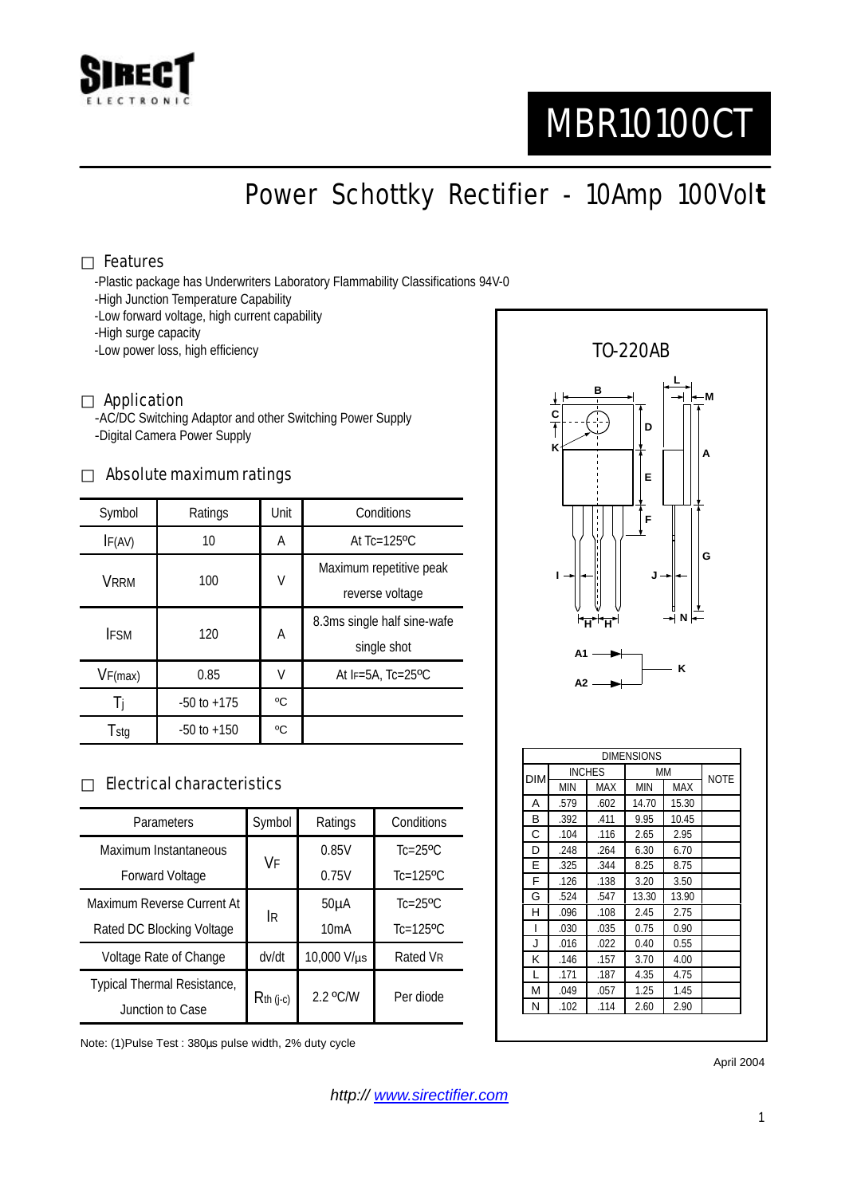SIRECT ELECTRONIC

# MBR10100CT

## Power Schottky Rectifier - 10Amp 100Volt

### Features

- -Plastic package has Underwriters Laboratory Flammability Classifications 94V-0
- -High Junction Temperature Capability
- -Low forward voltage, high current capability
- -High surge capacity
- -Low power loss, high efficiency

### Application

- -AC/DC Switching Adaptor and other Switching Power Supply
- -Digital Camera Power Supply

### Absolute maximum ratings

| Symbol | Ratings | Unit | Conditions |
|---|---|---|---|
| $I_{F(AV)}$ | 10 | A | At Tc=125ºC |
| $V_{RRM}$ | 100 | V | Maximum repetitive peak reverse voltage |
| $I_{FSM}$ | 120 | A | 8.3ms single half sine-wafe single shot |
| $V_{F(max)}$ | 0.85 | V | At $I_F$=5A, Tc=25ºC |
| $T_j$ | -50 to +175 | ºC | |
| $T_{stg}$ | -50 to +150 | ºC | |

### Electrical characteristics

| Parameters | Symbol | Ratings | Conditions |
|---|---|---|---|
| Maximum Instantaneous Forward Voltage | $V_F$ | 0.85V | Tc=25ºC |
| | | 0.75V | Tc=125ºC |
| Maximum Reverse Current At Rated DC Blocking Voltage | $I_R$ | 50µA | Tc=25ºC |
| | | 10mA | Tc=125ºC |
| Voltage Rate of Change | dv/dt | 10,000 V/µs | Rated $V_R$ |
| Typical Thermal Resistance, Junction to Case | $R_{th\ (j-c)}$ | 2.2 ºC/W | Per diode |

Note: (1)Pulse Test : 380µs pulse width, 2% duty cycle

TO-220AB

| DIM | INCHES MIN | INCHES MAX | MM MIN | MM MAX | NOTE |
|---|---|---|---|---|---|
| A | .579 | .602 | 14.70 | 15.30 | |
| B | .392 | .411 | 9.95 | 10.45 | |
| C | .104 | .116 | 2.65 | 2.95 | |
| D | .248 | .264 | 6.30 | 6.70 | |
| E | .325 | .344 | 8.25 | 8.75 | |
| F | .126 | .138 | 3.20 | 3.50 | |
| G | .524 | .547 | 13.30 | 13.90 | |
| H | .096 | .108 | 2.45 | 2.75 | |
| I | .030 | .035 | 0.75 | 0.90 | |
| J | .016 | .022 | 0.40 | 0.55 | |
| K | .146 | .157 | 3.70 | 4.00 | |
| L | .171 | .187 | 4.35 | 4.75 | |
| M | .049 | .057 | 1.25 | 1.45 | |
| N | .102 | .114 | 2.60 | 2.90 | |

April 2004

*http:// www.sirectifier.com*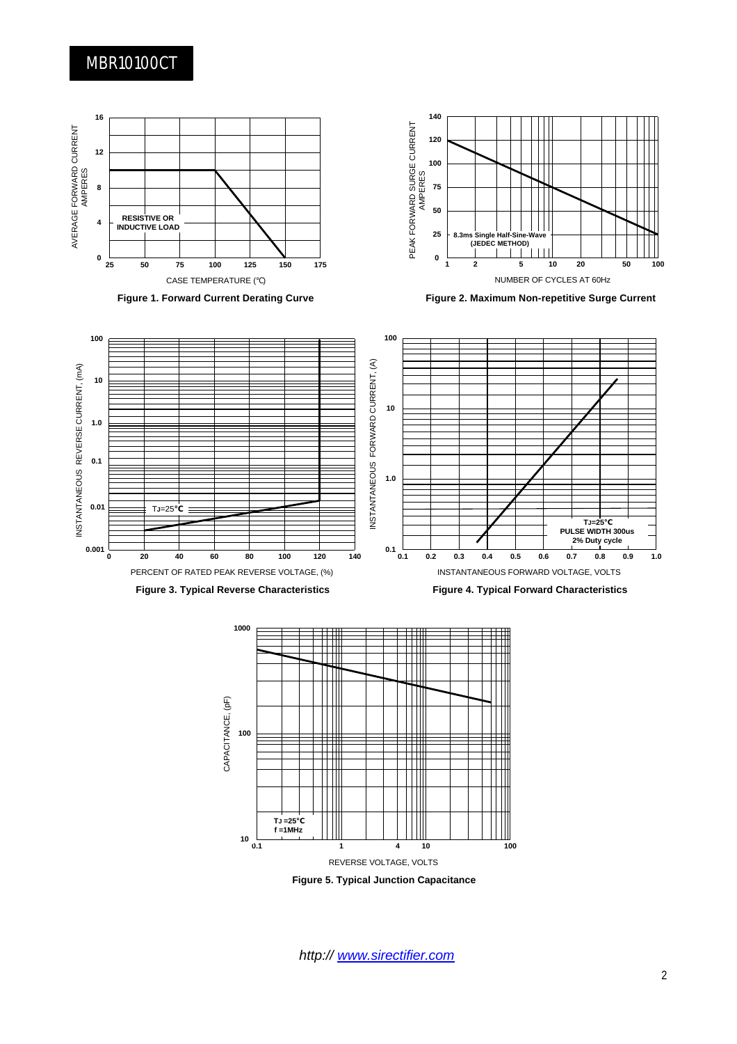MBR10100CT

AVERAGE FORWARD CURRENT AMPERES

16
12
8
4
0

RESISTIVE OR INDUCTIVE LOAD

25 50 75 100 125 150 175

CASE TEMPERATURE (℃)

**Figure 1. Forward Current Derating Curve**

PEAK FORWARD SURGE CURRENT AMPERES

140
120
100
75
50
25
0

8.3ms Single Half-Sine-Wave (JEDEC METHOD)

1 2 5 10 20 50 100

NUMBER OF CYCLES AT 60Hz

**Figure 2. Maximum Non-repetitive Surge Current**

INSTANTANEOUS REVERSE CURRENT, (mA)

100
10
1.0
0.1
0.01
0.001

TJ=25℃

0 20 40 60 80 100 120 140

PERCENT OF RATED PEAK REVERSE VOLTAGE, (%)

**Figure 3. Typical Reverse Characteristics**

INSTANTANEOUS FORWARD CURRENT, (A)

100
10
1.0
0.1

TJ=25℃
PULSE WIDTH 300us
2% Duty cycle

0.1 0.2 0.3 0.4 0.5 0.6 0.7 0.8 0.9 1.0

INSTANTANEOUS FORWARD VOLTAGE, VOLTS

**Figure 4. Typical Forward Characteristics**

CAPACITANCE, (pF)

1000
100
10

TJ =25℃
f =1MHz

0.1 1 4 10 100

REVERSE VOLTAGE, VOLTS

**Figure 5. Typical Junction Capacitance**

*http:// www.sirectifier.com*